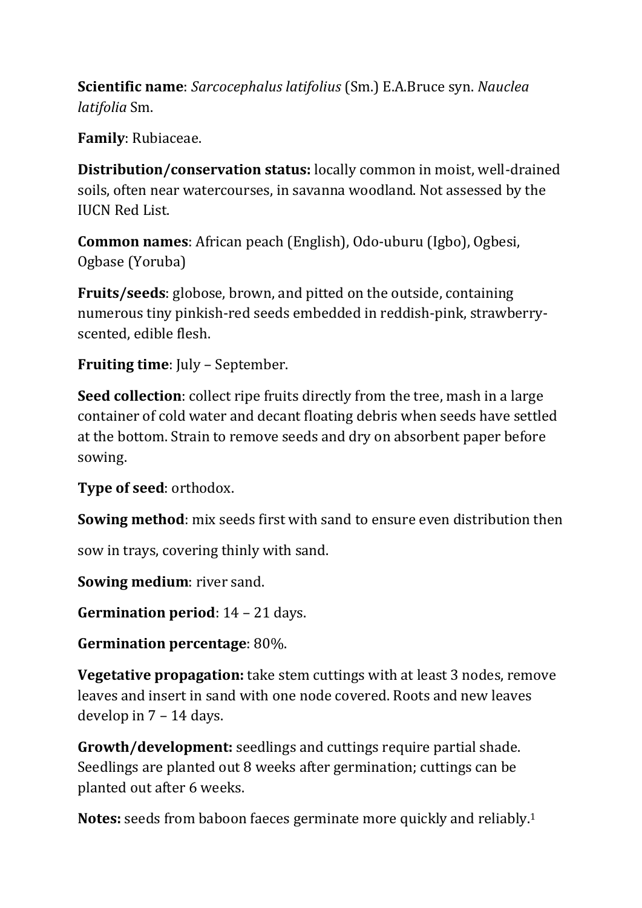**Scientific name**: *Sarcocephalus latifolius* (Sm.) E.A.Bruce syn. *Nauclea latifolia* Sm.

**Family**: Rubiaceae.

**Distribution/conservation status:** locally common in moist, well-drained soils, often near watercourses, in savanna woodland. Not assessed by the IUCN Red List.

**Common names**: African peach (English), Odo-uburu (Igbo), Ogbesi, Ogbase (Yoruba)

**Fruits/seeds**: globose, brown, and pitted on the outside, containing numerous tiny pinkish-red seeds embedded in reddish-pink, strawberry-scented, edible flesh.

**Fruiting time**: July – September.

**Seed collection**: collect ripe fruits directly from the tree, mash in a large container of cold water and decant floating debris when seeds have settled at the bottom. Strain to remove seeds and dry on absorbent paper before sowing.

**Type of seed**: orthodox.

**Sowing method**: mix seeds first with sand to ensure even distribution then sow in trays, covering thinly with sand.

**Sowing medium**: river sand.

**Germination period**: 14 – 21 days.

**Germination percentage**: 80%.

**Vegetative propagation:** take stem cuttings with at least 3 nodes, remove leaves and insert in sand with one node covered. Roots and new leaves develop in 7 – 14 days.

**Growth/development:** seedlings and cuttings require partial shade. Seedlings are planted out 8 weeks after germination; cuttings can be planted out after 6 weeks.

**Notes:** seeds from baboon faeces germinate more quickly and reliably.[1]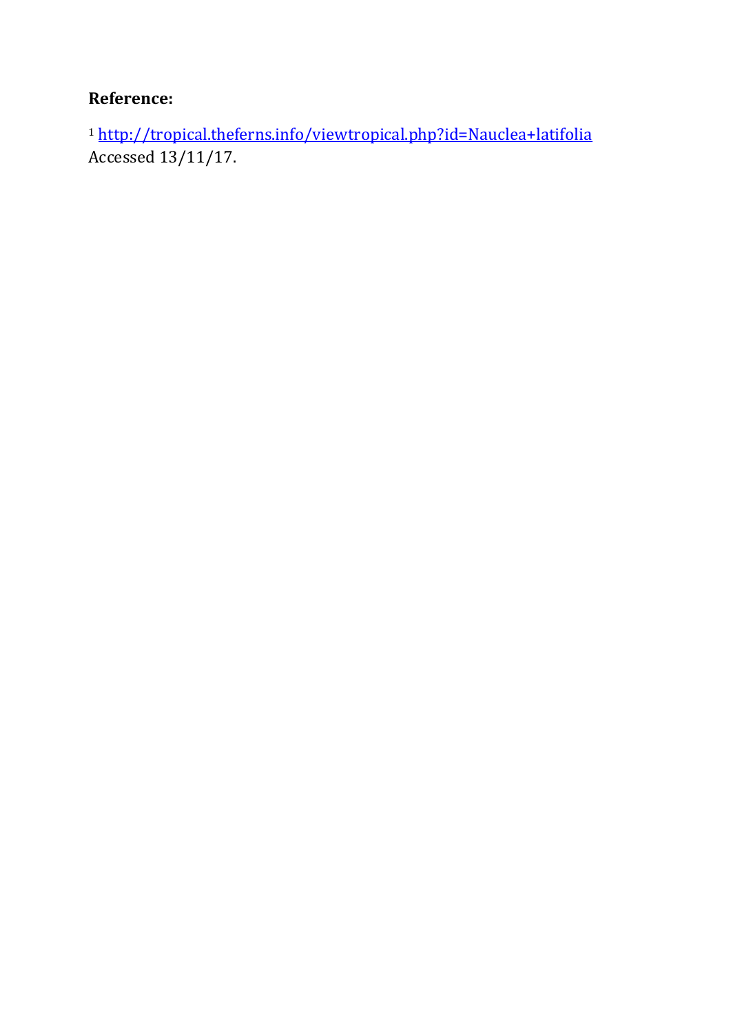**Reference:**

[1] http://tropical.theferns.info/viewtropical.php?id=Nauclea+latifolia Accessed 13/11/17.